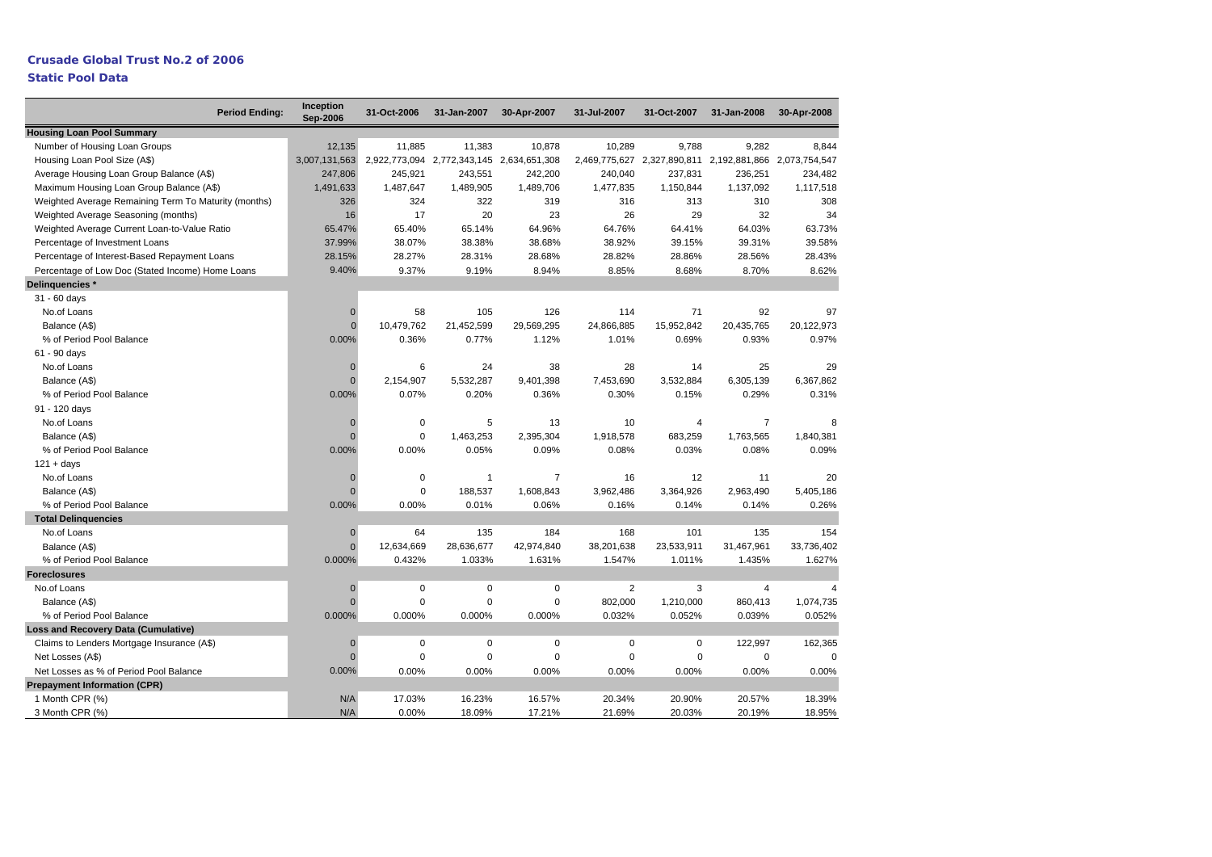# Crusade Global Trust No.2 of 2006

## Static Pool Data

| Period Ending: | Inception Sep-2006 | 31-Oct-2006 | 31-Jan-2007 | 30-Apr-2007 | 31-Jul-2007 | 31-Oct-2007 | 31-Jan-2008 | 30-Apr-2008 |
|---|---|---|---|---|---|---|---|---|
| **Housing Loan Pool Summary** | | | | | | | | |
| Number of Housing Loan Groups | 12,135 | 11,885 | 11,383 | 10,878 | 10,289 | 9,788 | 9,282 | 8,844 |
| Housing Loan Pool Size (A$) | 3,007,131,563 | 2,922,773,094 | 2,772,343,145 | 2,634,651,308 | 2,469,775,627 | 2,327,890,811 | 2,192,881,866 | 2,073,754,547 |
| Average Housing Loan Group Balance (A$) | 247,806 | 245,921 | 243,551 | 242,200 | 240,040 | 237,831 | 236,251 | 234,482 |
| Maximum Housing Loan Group Balance (A$) | 1,491,633 | 1,487,647 | 1,489,905 | 1,489,706 | 1,477,835 | 1,150,844 | 1,137,092 | 1,117,518 |
| Weighted Average Remaining Term To Maturity (months) | 326 | 324 | 322 | 319 | 316 | 313 | 310 | 308 |
| Weighted Average Seasoning (months) | 16 | 17 | 20 | 23 | 26 | 29 | 32 | 34 |
| Weighted Average Current Loan-to-Value Ratio | 65.47% | 65.40% | 65.14% | 64.96% | 64.76% | 64.41% | 64.03% | 63.73% |
| Percentage of Investment Loans | 37.99% | 38.07% | 38.38% | 38.68% | 38.92% | 39.15% | 39.31% | 39.58% |
| Percentage of Interest-Based Repayment Loans | 28.15% | 28.27% | 28.31% | 28.68% | 28.82% | 28.86% | 28.56% | 28.43% |
| Percentage of Low Doc (Stated Income) Home Loans | 9.40% | 9.37% | 9.19% | 8.94% | 8.85% | 8.68% | 8.70% | 8.62% |
| **Delinquencies \*** | | | | | | | | |
| 31 - 60 days | | | | | | | | |
| No.of Loans | 0 | 58 | 105 | 126 | 114 | 71 | 92 | 97 |
| Balance (A$) | 0 | 10,479,762 | 21,452,599 | 29,569,295 | 24,866,885 | 15,952,842 | 20,435,765 | 20,122,973 |
| % of Period Pool Balance | 0.00% | 0.36% | 0.77% | 1.12% | 1.01% | 0.69% | 0.93% | 0.97% |
| 61 - 90 days | | | | | | | | |
| No.of Loans | 0 | 6 | 24 | 38 | 28 | 14 | 25 | 29 |
| Balance (A$) | 0 | 2,154,907 | 5,532,287 | 9,401,398 | 7,453,690 | 3,532,884 | 6,305,139 | 6,367,862 |
| % of Period Pool Balance | 0.00% | 0.07% | 0.20% | 0.36% | 0.30% | 0.15% | 0.29% | 0.31% |
| 91 - 120 days | | | | | | | | |
| No.of Loans | 0 | 0 | 5 | 13 | 10 | 4 | 7 | 8 |
| Balance (A$) | 0 | 0 | 1,463,253 | 2,395,304 | 1,918,578 | 683,259 | 1,763,565 | 1,840,381 |
| % of Period Pool Balance | 0.00% | 0.00% | 0.05% | 0.09% | 0.08% | 0.03% | 0.08% | 0.09% |
| 121 + days | | | | | | | | |
| No.of Loans | 0 | 0 | 1 | 7 | 16 | 12 | 11 | 20 |
| Balance (A$) | 0 | 0 | 188,537 | 1,608,843 | 3,962,486 | 3,364,926 | 2,963,490 | 5,405,186 |
| % of Period Pool Balance | 0.00% | 0.00% | 0.01% | 0.06% | 0.16% | 0.14% | 0.14% | 0.26% |
| **Total Delinquencies** | | | | | | | | |
| No.of Loans | 0 | 64 | 135 | 184 | 168 | 101 | 135 | 154 |
| Balance (A$) | 0 | 12,634,669 | 28,636,677 | 42,974,840 | 38,201,638 | 23,533,911 | 31,467,961 | 33,736,402 |
| % of Period Pool Balance | 0.000% | 0.432% | 1.033% | 1.631% | 1.547% | 1.011% | 1.435% | 1.627% |
| **Foreclosures** | | | | | | | | |
| No.of Loans | 0 | 0 | 0 | 0 | 2 | 3 | 4 | 4 |
| Balance (A$) | 0 | 0 | 0 | 0 | 802,000 | 1,210,000 | 860,413 | 1,074,735 |
| % of Period Pool Balance | 0.000% | 0.000% | 0.000% | 0.000% | 0.032% | 0.052% | 0.039% | 0.052% |
| **Loss and Recovery Data (Cumulative)** | | | | | | | | |
| Claims to Lenders Mortgage Insurance (A$) | 0 | 0 | 0 | 0 | 0 | 0 | 122,997 | 162,365 |
| Net Losses (A$) | 0 | 0 | 0 | 0 | 0 | 0 | 0 | 0 |
| Net Losses as % of Period Pool Balance | 0.00% | 0.00% | 0.00% | 0.00% | 0.00% | 0.00% | 0.00% | 0.00% |
| **Prepayment Information (CPR)** | | | | | | | | |
| 1 Month CPR (%) | N/A | 17.03% | 16.23% | 16.57% | 20.34% | 20.90% | 20.57% | 18.39% |
| 3 Month CPR (%) | N/A | 0.00% | 18.09% | 17.21% | 21.69% | 20.03% | 20.19% | 18.95% |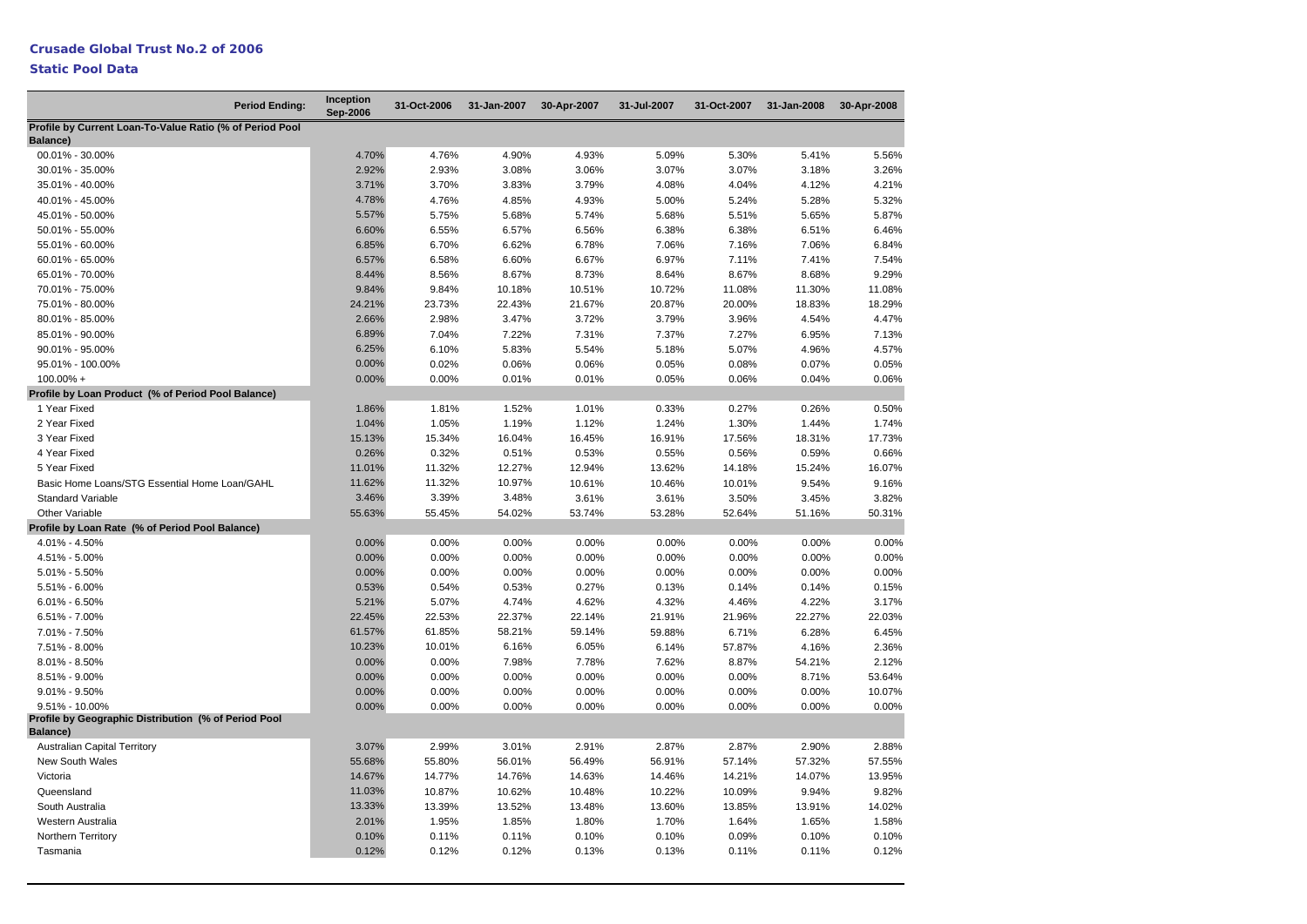**Crusade Global Trust No.2 of 2006**

**Static Pool Data**

| Period Ending: | Inception Sep-2006 | 31-Oct-2006 | 31-Jan-2007 | 30-Apr-2007 | 31-Jul-2007 | 31-Oct-2007 | 31-Jan-2008 | 30-Apr-2008 |
|---|---|---|---|---|---|---|---|---|
| **Profile by Current Loan-To-Value Ratio (% of Period Pool Balance)** | | | | | | | | |
| 00.01% - 30.00% | 4.70% | 4.76% | 4.90% | 4.93% | 5.09% | 5.30% | 5.41% | 5.56% |
| 30.01% - 35.00% | 2.92% | 2.93% | 3.08% | 3.06% | 3.07% | 3.07% | 3.18% | 3.26% |
| 35.01% - 40.00% | 3.71% | 3.70% | 3.83% | 3.79% | 4.08% | 4.04% | 4.12% | 4.21% |
| 40.01% - 45.00% | 4.78% | 4.76% | 4.85% | 4.93% | 5.00% | 5.24% | 5.28% | 5.32% |
| 45.01% - 50.00% | 5.57% | 5.75% | 5.68% | 5.74% | 5.68% | 5.51% | 5.65% | 5.87% |
| 50.01% - 55.00% | 6.60% | 6.55% | 6.57% | 6.56% | 6.38% | 6.38% | 6.51% | 6.46% |
| 55.01% - 60.00% | 6.85% | 6.70% | 6.62% | 6.78% | 7.06% | 7.16% | 7.06% | 6.84% |
| 60.01% - 65.00% | 6.57% | 6.58% | 6.60% | 6.67% | 6.97% | 7.11% | 7.41% | 7.54% |
| 65.01% - 70.00% | 8.44% | 8.56% | 8.67% | 8.73% | 8.64% | 8.67% | 8.68% | 9.29% |
| 70.01% - 75.00% | 9.84% | 9.84% | 10.18% | 10.51% | 10.72% | 11.08% | 11.30% | 11.08% |
| 75.01% - 80.00% | 24.21% | 23.73% | 22.43% | 21.67% | 20.87% | 20.00% | 18.83% | 18.29% |
| 80.01% - 85.00% | 2.66% | 2.98% | 3.47% | 3.72% | 3.79% | 3.96% | 4.54% | 4.47% |
| 85.01% - 90.00% | 6.89% | 7.04% | 7.22% | 7.31% | 7.37% | 7.27% | 6.95% | 7.13% |
| 90.01% - 95.00% | 6.25% | 6.10% | 5.83% | 5.54% | 5.18% | 5.07% | 4.96% | 4.57% |
| 95.01% - 100.00% | 0.00% | 0.02% | 0.06% | 0.06% | 0.05% | 0.08% | 0.07% | 0.05% |
| 100.00% + | 0.00% | 0.00% | 0.01% | 0.01% | 0.05% | 0.06% | 0.04% | 0.06% |
| **Profile by Loan Product (% of Period Pool Balance)** | | | | | | | | |
| 1 Year Fixed | 1.86% | 1.81% | 1.52% | 1.01% | 0.33% | 0.27% | 0.26% | 0.50% |
| 2 Year Fixed | 1.04% | 1.05% | 1.19% | 1.12% | 1.24% | 1.30% | 1.44% | 1.74% |
| 3 Year Fixed | 15.13% | 15.34% | 16.04% | 16.45% | 16.91% | 17.56% | 18.31% | 17.73% |
| 4 Year Fixed | 0.26% | 0.32% | 0.51% | 0.53% | 0.55% | 0.56% | 0.59% | 0.66% |
| 5 Year Fixed | 11.01% | 11.32% | 12.27% | 12.94% | 13.62% | 14.18% | 15.24% | 16.07% |
| Basic Home Loans/STG Essential Home Loan/GAHL | 11.62% | 11.32% | 10.97% | 10.61% | 10.46% | 10.01% | 9.54% | 9.16% |
| Standard Variable | 3.46% | 3.39% | 3.48% | 3.61% | 3.61% | 3.50% | 3.45% | 3.82% |
| Other Variable | 55.63% | 55.45% | 54.02% | 53.74% | 53.28% | 52.64% | 51.16% | 50.31% |
| **Profile by Loan Rate (% of Period Pool Balance)** | | | | | | | | |
| 4.01% - 4.50% | 0.00% | 0.00% | 0.00% | 0.00% | 0.00% | 0.00% | 0.00% | 0.00% |
| 4.51% - 5.00% | 0.00% | 0.00% | 0.00% | 0.00% | 0.00% | 0.00% | 0.00% | 0.00% |
| 5.01% - 5.50% | 0.00% | 0.00% | 0.00% | 0.00% | 0.00% | 0.00% | 0.00% | 0.00% |
| 5.51% - 6.00% | 0.53% | 0.54% | 0.53% | 0.27% | 0.13% | 0.14% | 0.14% | 0.15% |
| 6.01% - 6.50% | 5.21% | 5.07% | 4.74% | 4.62% | 4.32% | 4.46% | 4.22% | 3.17% |
| 6.51% - 7.00% | 22.45% | 22.53% | 22.37% | 22.14% | 21.91% | 21.96% | 22.27% | 22.03% |
| 7.01% - 7.50% | 61.57% | 61.85% | 58.21% | 59.14% | 59.88% | 6.71% | 6.28% | 6.45% |
| 7.51% - 8.00% | 10.23% | 10.01% | 6.16% | 6.05% | 6.14% | 57.87% | 4.16% | 2.36% |
| 8.01% - 8.50% | 0.00% | 0.00% | 7.98% | 7.78% | 7.62% | 8.87% | 54.21% | 2.12% |
| 8.51% - 9.00% | 0.00% | 0.00% | 0.00% | 0.00% | 0.00% | 0.00% | 8.71% | 53.64% |
| 9.01% - 9.50% | 0.00% | 0.00% | 0.00% | 0.00% | 0.00% | 0.00% | 0.00% | 10.07% |
| 9.51% - 10.00% | 0.00% | 0.00% | 0.00% | 0.00% | 0.00% | 0.00% | 0.00% | 0.00% |
| **Profile by Geographic Distribution (% of Period Pool Balance)** | | | | | | | | |
| Australian Capital Territory | 3.07% | 2.99% | 3.01% | 2.91% | 2.87% | 2.87% | 2.90% | 2.88% |
| New South Wales | 55.68% | 55.80% | 56.01% | 56.49% | 56.91% | 57.14% | 57.32% | 57.55% |
| Victoria | 14.67% | 14.77% | 14.76% | 14.63% | 14.46% | 14.21% | 14.07% | 13.95% |
| Queensland | 11.03% | 10.87% | 10.62% | 10.48% | 10.22% | 10.09% | 9.94% | 9.82% |
| South Australia | 13.33% | 13.39% | 13.52% | 13.48% | 13.60% | 13.85% | 13.91% | 14.02% |
| Western Australia | 2.01% | 1.95% | 1.85% | 1.80% | 1.70% | 1.64% | 1.65% | 1.58% |
| Northern Territory | 0.10% | 0.11% | 0.11% | 0.10% | 0.10% | 0.09% | 0.10% | 0.10% |
| Tasmania | 0.12% | 0.12% | 0.12% | 0.13% | 0.13% | 0.11% | 0.11% | 0.12% |